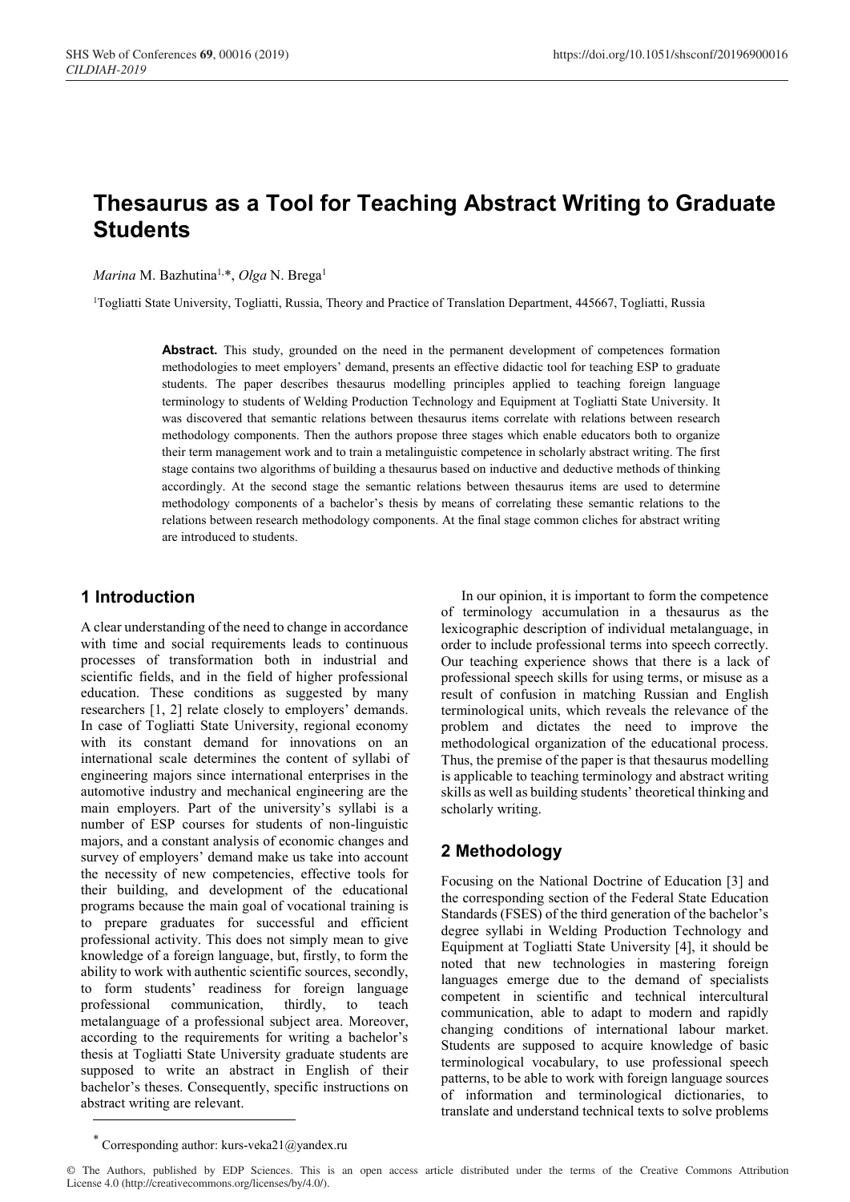# Thesaurus as a Tool for Teaching Abstract Writing to Graduate Students

*Marina* M. Bazhutina[1,*], *Olga* N. Brega[1]

[1]Togliatti State University, Togliatti, Russia, Theory and Practice of Translation Department, 445667, Togliatti, Russia

**Abstract.** This study, grounded on the need in the permanent development of competences formation methodologies to meet employers' demand, presents an effective didactic tool for teaching ESP to graduate students. The paper describes thesaurus modelling principles applied to teaching foreign language terminology to students of Welding Production Technology and Equipment at Togliatti State University. It was discovered that semantic relations between thesaurus items correlate with relations between research methodology components. Then the authors propose three stages which enable educators both to organize their term management work and to train a metalinguistic competence in scholarly abstract writing. The first stage contains two algorithms of building a thesaurus based on inductive and deductive methods of thinking accordingly. At the second stage the semantic relations between thesaurus items are used to determine methodology components of a bachelor's thesis by means of correlating these semantic relations to the relations between research methodology components. At the final stage common cliches for abstract writing are introduced to students.

## 1 Introduction

A clear understanding of the need to change in accordance with time and social requirements leads to continuous processes of transformation both in industrial and scientific fields, and in the field of higher professional education. These conditions as suggested by many researchers [1, 2] relate closely to employers' demands. In case of Togliatti State University, regional economy with its constant demand for innovations on an international scale determines the content of syllabi of engineering majors since international enterprises in the automotive industry and mechanical engineering are the main employers. Part of the university's syllabi is a number of ESP courses for students of non-linguistic majors, and a constant analysis of economic changes and survey of employers' demand make us take into account the necessity of new competencies, effective tools for their building, and development of the educational programs because the main goal of vocational training is to prepare graduates for successful and efficient professional activity. This does not simply mean to give knowledge of a foreign language, but, firstly, to form the ability to work with authentic scientific sources, secondly, to form students' readiness for foreign language professional communication, thirdly, to teach metalanguage of a professional subject area. Moreover, according to the requirements for writing a bachelor's thesis at Togliatti State University graduate students are supposed to write an abstract in English of their bachelor's theses. Consequently, specific instructions on abstract writing are relevant.

In our opinion, it is important to form the competence of terminology accumulation in a thesaurus as the lexicographic description of individual metalanguage, in order to include professional terms into speech correctly. Our teaching experience shows that there is a lack of professional speech skills for using terms, or misuse as a result of confusion in matching Russian and English terminological units, which reveals the relevance of the problem and dictates the need to improve the methodological organization of the educational process. Thus, the premise of the paper is that thesaurus modelling is applicable to teaching terminology and abstract writing skills as well as building students' theoretical thinking and scholarly writing.

## 2 Methodology

Focusing on the National Doctrine of Education [3] and the corresponding section of the Federal State Education Standards (FSES) of the third generation of the bachelor's degree syllabi in Welding Production Technology and Equipment at Togliatti State University [4], it should be noted that new technologies in mastering foreign languages emerge due to the demand of specialists competent in scientific and technical intercultural communication, able to adapt to modern and rapidly changing conditions of international labour market. Students are supposed to acquire knowledge of basic terminological vocabulary, to use professional speech patterns, to be able to work with foreign language sources of information and terminological dictionaries, to translate and understand technical texts to solve problems

[*] Corresponding author: kurs-veka21@yandex.ru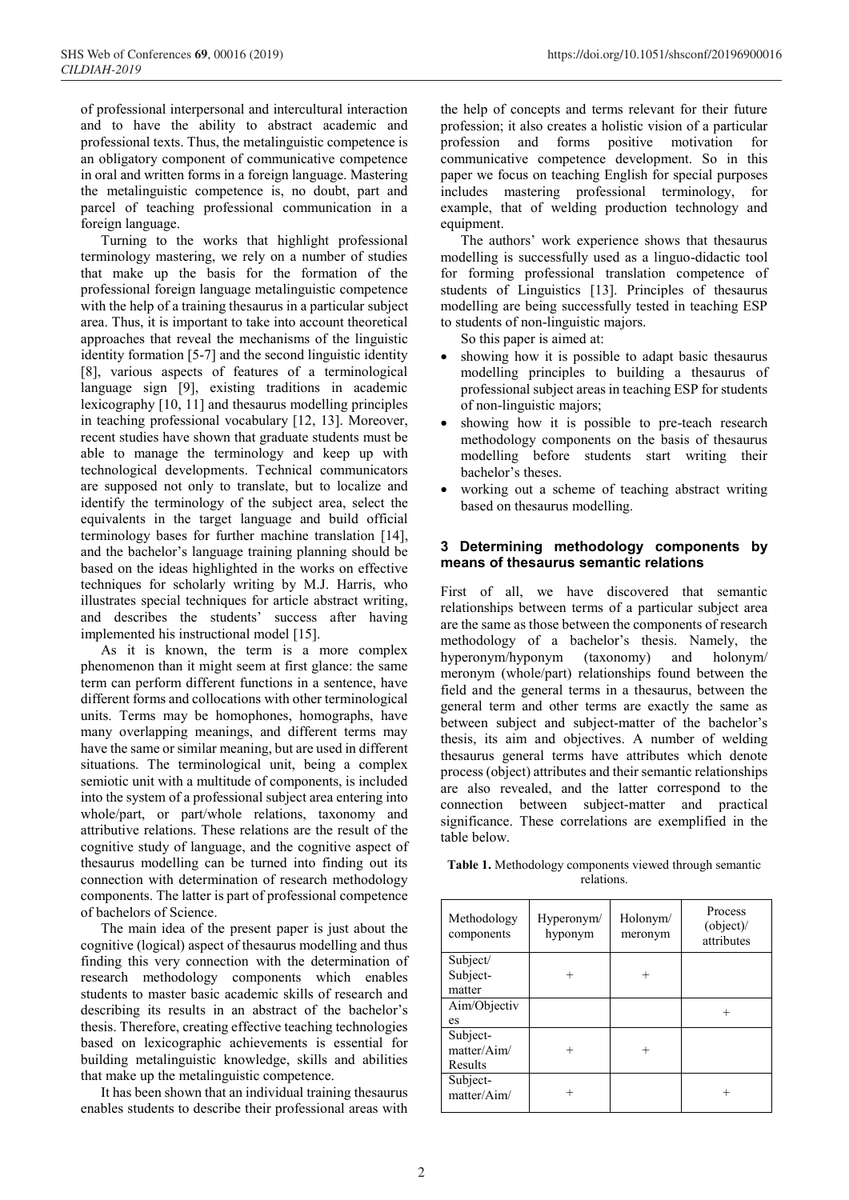of professional interpersonal and intercultural interaction and to have the ability to abstract academic and professional texts. Thus, the metalinguistic competence is an obligatory component of communicative competence in oral and written forms in a foreign language. Mastering the metalinguistic competence is, no doubt, part and parcel of teaching professional communication in a foreign language.

Turning to the works that highlight professional terminology mastering, we rely on a number of studies that make up the basis for the formation of the professional foreign language metalinguistic competence with the help of a training thesaurus in a particular subject area. Thus, it is important to take into account theoretical approaches that reveal the mechanisms of the linguistic identity formation [5-7] and the second linguistic identity [8], various aspects of features of a terminological language sign [9], existing traditions in academic lexicography [10, 11] and thesaurus modelling principles in teaching professional vocabulary [12, 13]. Moreover, recent studies have shown that graduate students must be able to manage the terminology and keep up with technological developments. Technical communicators are supposed not only to translate, but to localize and identify the terminology of the subject area, select the equivalents in the target language and build official terminology bases for further machine translation [14], and the bachelor's language training planning should be based on the ideas highlighted in the works on effective techniques for scholarly writing by M.J. Harris, who illustrates special techniques for article abstract writing, and describes the students' success after having implemented his instructional model [15].

As it is known, the term is a more complex phenomenon than it might seem at first glance: the same term can perform different functions in a sentence, have different forms and collocations with other terminological units. Terms may be homophones, homographs, have many overlapping meanings, and different terms may have the same or similar meaning, but are used in different situations. The terminological unit, being a complex semiotic unit with a multitude of components, is included into the system of a professional subject area entering into whole/part, or part/whole relations, taxonomy and attributive relations. These relations are the result of the cognitive study of language, and the cognitive aspect of thesaurus modelling can be turned into finding out its connection with determination of research methodology components. The latter is part of professional competence of bachelors of Science.

The main idea of the present paper is just about the cognitive (logical) aspect of thesaurus modelling and thus finding this very connection with the determination of research methodology components which enables students to master basic academic skills of research and describing its results in an abstract of the bachelor's thesis. Therefore, creating effective teaching technologies based on lexicographic achievements is essential for building metalinguistic knowledge, skills and abilities that make up the metalinguistic competence.

It has been shown that an individual training thesaurus enables students to describe their professional areas with the help of concepts and terms relevant for their future profession; it also creates a holistic vision of a particular profession and forms positive motivation for communicative competence development. So in this paper we focus on teaching English for special purposes includes mastering professional terminology, for example, that of welding production technology and equipment.

The authors' work experience shows that thesaurus modelling is successfully used as a linguo-didactic tool for forming professional translation competence of students of Linguistics [13]. Principles of thesaurus modelling are being successfully tested in teaching ESP to students of non-linguistic majors.

So this paper is aimed at:

- showing how it is possible to adapt basic thesaurus modelling principles to building a thesaurus of professional subject areas in teaching ESP for students of non-linguistic majors;
- showing how it is possible to pre-teach research methodology components on the basis of thesaurus modelling before students start writing their bachelor's theses.
- working out a scheme of teaching abstract writing based on thesaurus modelling.

## 3 Determining methodology components by means of thesaurus semantic relations

First of all, we have discovered that semantic relationships between terms of a particular subject area are the same as those between the components of research methodology of a bachelor's thesis. Namely, the hyperonym/hyponym (taxonomy) and holonym/ meronym (whole/part) relationships found between the field and the general terms in a thesaurus, between the general term and other terms are exactly the same as between subject and subject-matter of the bachelor's thesis, its aim and objectives. A number of welding thesaurus general terms have attributes which denote process (object) attributes and their semantic relationships are also revealed, and the latter correspond to the connection between subject-matter and practical significance. These correlations are exemplified in the table below.

**Table 1.** Methodology components viewed through semantic relations.

| Methodology components | Hyperonym/ hyponym | Holonym/ meronym | Process (object)/ attributes |
|---|---|---|---|
| Subject/ Subject-matter | + | + | |
| Aim/Objectives | | | + |
| Subject-matter/Aim/ Results | + | + | |
| Subject-matter/Aim/ | + | | + |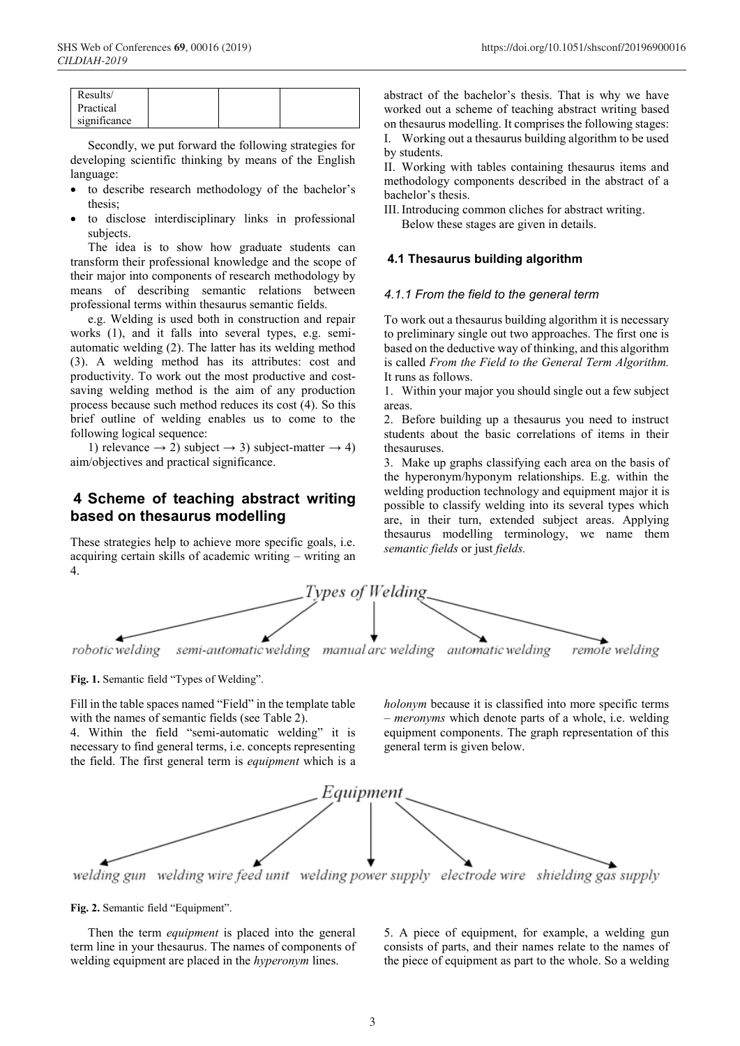| Results/ Practical significance | | | |
|---|---|---|---|

Secondly, we put forward the following strategies for developing scientific thinking by means of the English language:

- to describe research methodology of the bachelor's thesis;
- to disclose interdisciplinary links in professional subjects.

The idea is to show how graduate students can transform their professional knowledge and the scope of their major into components of research methodology by means of describing semantic relations between professional terms within thesaurus semantic fields.

e.g. Welding is used both in construction and repair works (1), and it falls into several types, e.g. semi-automatic welding (2). The latter has its welding method (3). A welding method has its attributes: cost and productivity. To work out the most productive and cost-saving welding method is the aim of any production process because such method reduces its cost (4). So this brief outline of welding enables us to come to the following logical sequence:

1) relevance → 2) subject → 3) subject-matter → 4) aim/objectives and practical significance.

## 4 Scheme of teaching abstract writing based on thesaurus modelling

These strategies help to achieve more specific goals, i.e. acquiring certain skills of academic writing – writing an abstract of the bachelor's thesis. That is why we have worked out a scheme of teaching abstract writing based on thesaurus modelling. It comprises the following stages:

I. Working out a thesaurus building algorithm to be used by students.

II. Working with tables containing thesaurus items and methodology components described in the abstract of a bachelor's thesis.

III. Introducing common cliches for abstract writing.

Below these stages are given in details.

### 4.1 Thesaurus building algorithm

#### 4.1.1 From the field to the general term

To work out a thesaurus building algorithm it is necessary to preliminary single out two approaches. The first one is based on the deductive way of thinking, and this algorithm is called *From the Field to the General Term Algorithm.* It runs as follows.

1. Within your major you should single out a few subject areas.
2. Before building up a thesaurus you need to instruct students about the basic correlations of items in their thesauruses.
3. Make up graphs classifying each area on the basis of the hyperonym/hyponym relationships. E.g. within the welding production technology and equipment major it is possible to classify welding into its several types which are, in their turn, extended subject areas. Applying thesaurus modelling terminology, we name them *semantic fields* or just *fields.*

*Types of Welding* → *robotic welding*, *semi-automatic welding*, *manual arc welding*, *automatic welding*, *remote welding*

**Fig. 1.** Semantic field "Types of Welding".

Fill in the table spaces named "Field" in the template table with the names of semantic fields (see Table 2).

4. Within the field "semi-automatic welding" it is necessary to find general terms, i.e. concepts representing the field. The first general term is *equipment* which is a *holonym* because it is classified into more specific terms – *meronyms* which denote parts of a whole, i.e. welding equipment components. The graph representation of this general term is given below.

*Equipment* → *welding gun*, *welding wire feed unit*, *welding power supply*, *electrode wire*, *shielding gas supply*

**Fig. 2.** Semantic field "Equipment".

Then the term *equipment* is placed into the general term line in your thesaurus. The names of components of welding equipment are placed in the *hyperonym* lines.

5. A piece of equipment, for example, a welding gun consists of parts, and their names relate to the names of the piece of equipment as part to the whole. So a welding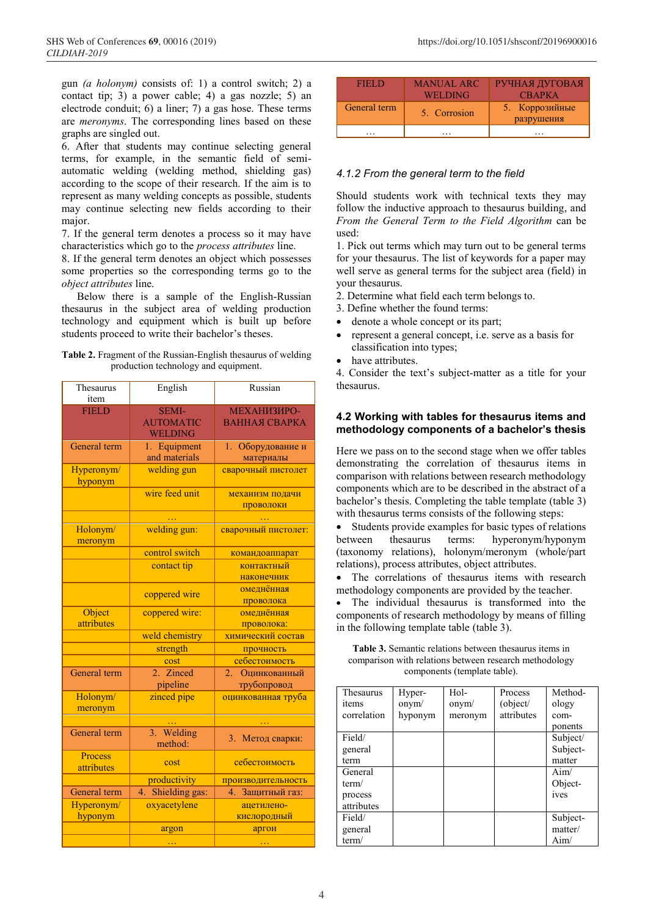gun *(a holonym)* consists of: 1) a control switch; 2) a contact tip; 3) a power cable; 4) a gas nozzle; 5) an electrode conduit; 6) a liner; 7) a gas hose. These terms are *meronyms*. The corresponding lines based on these graphs are singled out.

6. After that students may continue selecting general terms, for example, in the semantic field of semi-automatic welding (welding method, shielding gas) according to the scope of their research. If the aim is to represent as many welding concepts as possible, students may continue selecting new fields according to their major.

7. If the general term denotes a process so it may have characteristics which go to the *process attributes* line.

8. If the general term denotes an object which possesses some properties so the corresponding terms go to the *object attributes* line.

Below there is a sample of the English-Russian thesaurus in the subject area of welding production technology and equipment which is built up before students proceed to write their bachelor's theses.

**Table 2.** Fragment of the Russian-English thesaurus of welding production technology and equipment.

| Thesaurus item | English | Russian |
|---|---|---|
| FIELD | SEMI-AUTOMATIC WELDING | МЕХАНИЗИРОВАННАЯ СВАРКА |
| General term | 1. Equipment and materials | 1. Оборудование и материалы |
| Hyperonym/ hyponym | welding gun | сварочный пистолет |
| | wire feed unit | механизм подачи проволоки |
| | … | … |
| Holonym/ meronym | welding gun: | сварочный пистолет: |
| | control switch | командоаппарат |
| | contact tip | контактный наконечник |
| | coppered wire | омеднённая проволока |
| Object attributes | coppered wire: | омеднённая проволока: |
| | weld chemistry | химический состав |
| | strength | прочность |
| | cost | себестоимость |
| General term | 2. Zinced pipeline | 2. Оцинкованный трубопровод |
| Holonym/ meronym | zinced pipe | оцинкованная труба |
| | … | … |
| General term | 3. Welding method: | 3. Метод сварки: |
| Process attributes | cost | себестоимость |
| | productivity | производительность |
| General term | 4. Shielding gas: | 4. Защитный газ: |
| Hyperonym/ hyponym | oxyacetylene | ацетилено-кислородный |
| | argon | аргон |
| | … | … |
| FIELD | MANUAL ARC WELDING | РУЧНАЯ ДУГОВАЯ СВАРКА |
| General term | 5. Corrosion | 5. Коррозийные разрушения |
| … | … | … |

### 4.1.2 From the general term to the field

Should students work with technical texts they may follow the inductive approach to thesaurus building, and *From the General Term to the Field Algorithm* can be used:

1. Pick out terms which may turn out to be general terms for your thesaurus. The list of keywords for a paper may well serve as general terms for the subject area (field) in your thesaurus.
2. Determine what field each term belongs to.
3. Define whether the found terms:
   - denote a whole concept or its part;
   - represent a general concept, i.e. serve as a basis for classification into types;
   - have attributes.
4. Consider the text's subject-matter as a title for your thesaurus.

## 4.2 Working with tables for thesaurus items and methodology components of a bachelor's thesis

Here we pass on to the second stage when we offer tables demonstrating the correlation of thesaurus items in comparison with relations between research methodology components which are to be described in the abstract of a bachelor's thesis. Completing the table template (table 3) with thesaurus terms consists of the following steps:

- Students provide examples for basic types of relations between thesaurus terms: hyperonym/hyponym (taxonomy relations), holonym/meronym (whole/part relations), process attributes, object attributes.
- The correlations of thesaurus items with research methodology components are provided by the teacher.
- The individual thesaurus is transformed into the components of research methodology by means of filling in the following template table (table 3).

**Table 3.** Semantic relations between thesaurus items in comparison with relations between research methodology components (template table).

| Thesaurus items correlation | Hyper-onym/ hyponym | Hol-onym/ meronym | Process (object/ attributes | Method-ology com-ponents |
|---|---|---|---|---|
| Field/ general term | | | | Subject/ Subject-matter |
| General term/ process attributes | | | | Aim/ Object-ives |
| Field/ general term/ | | | | Subject-matter/ Aim/ |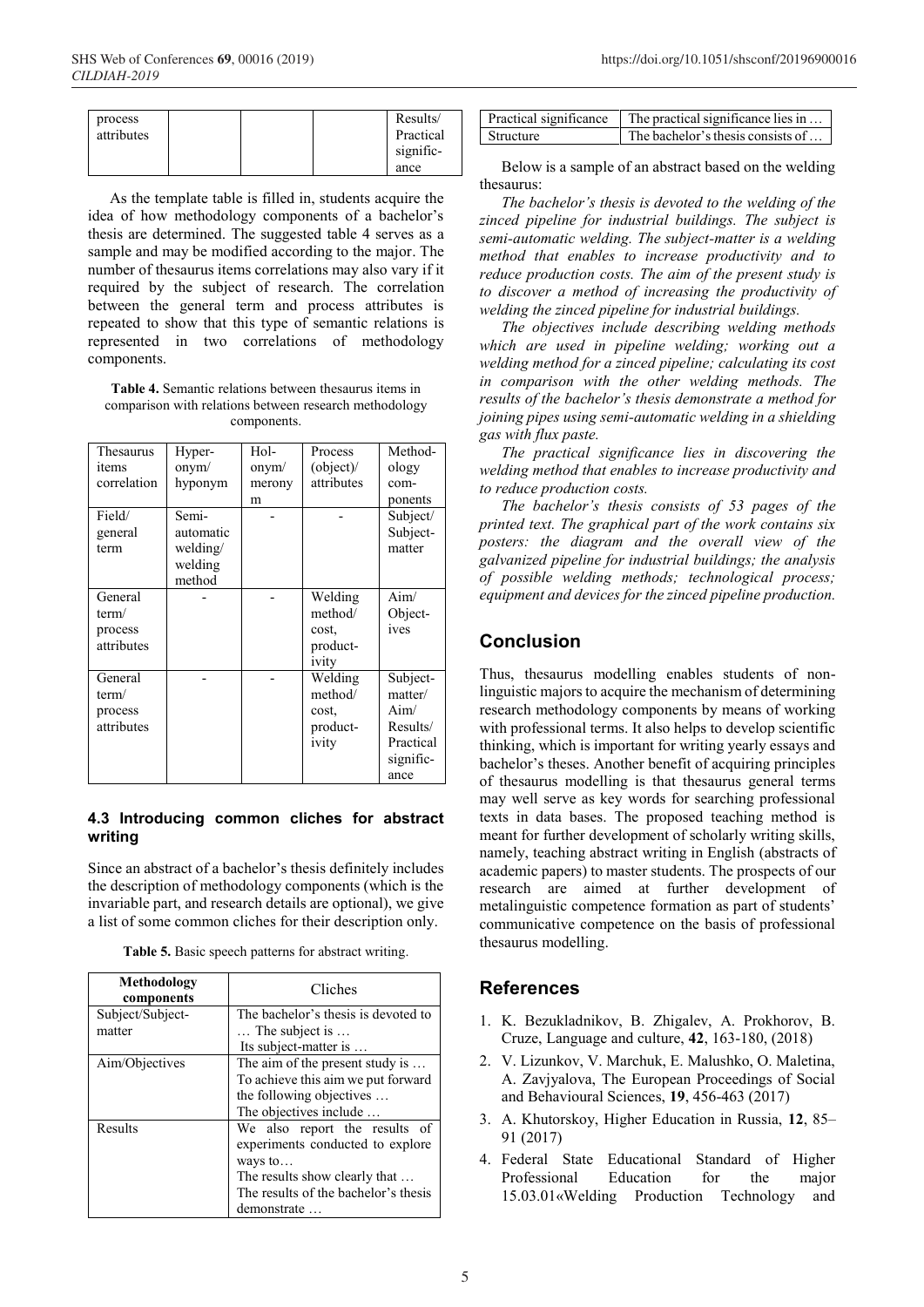| process attributes | | | | Results/ Practical significance |
|---|---|---|---|---|

As the template table is filled in, students acquire the idea of how methodology components of a bachelor's thesis are determined. The suggested table 4 serves as a sample and may be modified according to the major. The number of thesaurus items correlations may also vary if it required by the subject of research. The correlation between the general term and process attributes is repeated to show that this type of semantic relations is represented in two correlations of methodology components.

**Table 4.** Semantic relations between thesaurus items in comparison with relations between research methodology components.

| Thesaurus items correlation | Hyperonym/ hyponym | Holonym/ meronym | Process (object)/ attributes | Methodology components |
|---|---|---|---|---|
| Field/ general term | Semi-automatic welding/ welding method | - | - | Subject/ Subject-matter |
| General term/ process attributes | - | - | Welding method/ cost, productivity | Aim/ Objectives |
| General term/ process attributes | - | - | Welding method/ cost, productivity | Subject-matter/ Aim/ Results/ Practical significance |

### 4.3 Introducing common cliches for abstract writing

Since an abstract of a bachelor's thesis definitely includes the description of methodology components (which is the invariable part, and research details are optional), we give a list of some common cliches for their description only.

**Table 5.** Basic speech patterns for abstract writing.

| Methodology components | Cliches |
|---|---|
| Subject/Subject-matter | The bachelor's thesis is devoted to … The subject is … Its subject-matter is … |
| Aim/Objectives | The aim of the present study is … To achieve this aim we put forward the following objectives … The objectives include … |
| Results | We also report the results of experiments conducted to explore ways to… The results show clearly that … The results of the bachelor's thesis demonstrate … |
| Practical significance | The practical significance lies in … |
| Structure | The bachelor's thesis consists of … |

Below is a sample of an abstract based on the welding thesaurus:

*The bachelor's thesis is devoted to the welding of the zinced pipeline for industrial buildings. The subject is semi-automatic welding. The subject-matter is a welding method that enables to increase productivity and to reduce production costs. The aim of the present study is to discover a method of increasing the productivity of welding the zinced pipeline for industrial buildings.*

*The objectives include describing welding methods which are used in pipeline welding; working out a welding method for a zinced pipeline; calculating its cost in comparison with the other welding methods. The results of the bachelor's thesis demonstrate a method for joining pipes using semi-automatic welding in a shielding gas with flux paste.*

*The practical significance lies in discovering the welding method that enables to increase productivity and to reduce production costs.*

*The bachelor's thesis consists of 53 pages of the printed text. The graphical part of the work contains six posters: the diagram and the overall view of the galvanized pipeline for industrial buildings; the analysis of possible welding methods; technological process; equipment and devices for the zinced pipeline production.*

## Conclusion

Thus, thesaurus modelling enables students of non-linguistic majors to acquire the mechanism of determining research methodology components by means of working with professional terms. It also helps to develop scientific thinking, which is important for writing yearly essays and bachelor's theses. Another benefit of acquiring principles of thesaurus modelling is that thesaurus general terms may well serve as key words for searching professional texts in data bases. The proposed teaching method is meant for further development of scholarly writing skills, namely, teaching abstract writing in English (abstracts of academic papers) to master students. The prospects of our research are aimed at further development of metalinguistic competence formation as part of students' communicative competence on the basis of professional thesaurus modelling.

## References

1. K. Bezukladnikov, B. Zhigalev, A. Prokhorov, B. Cruze, Language and culture, **42**, 163-180, (2018)
2. V. Lizunkov, V. Marchuk, E. Malushko, O. Maletina, A. Zavjyalova, The European Proceedings of Social and Behavioural Sciences, **19**, 456-463 (2017)
3. A. Khutorskoy, Higher Education in Russia, **12**, 85–91 (2017)
4. Federal State Educational Standard of Higher Professional Education for the major 15.03.01«Welding Production Technology and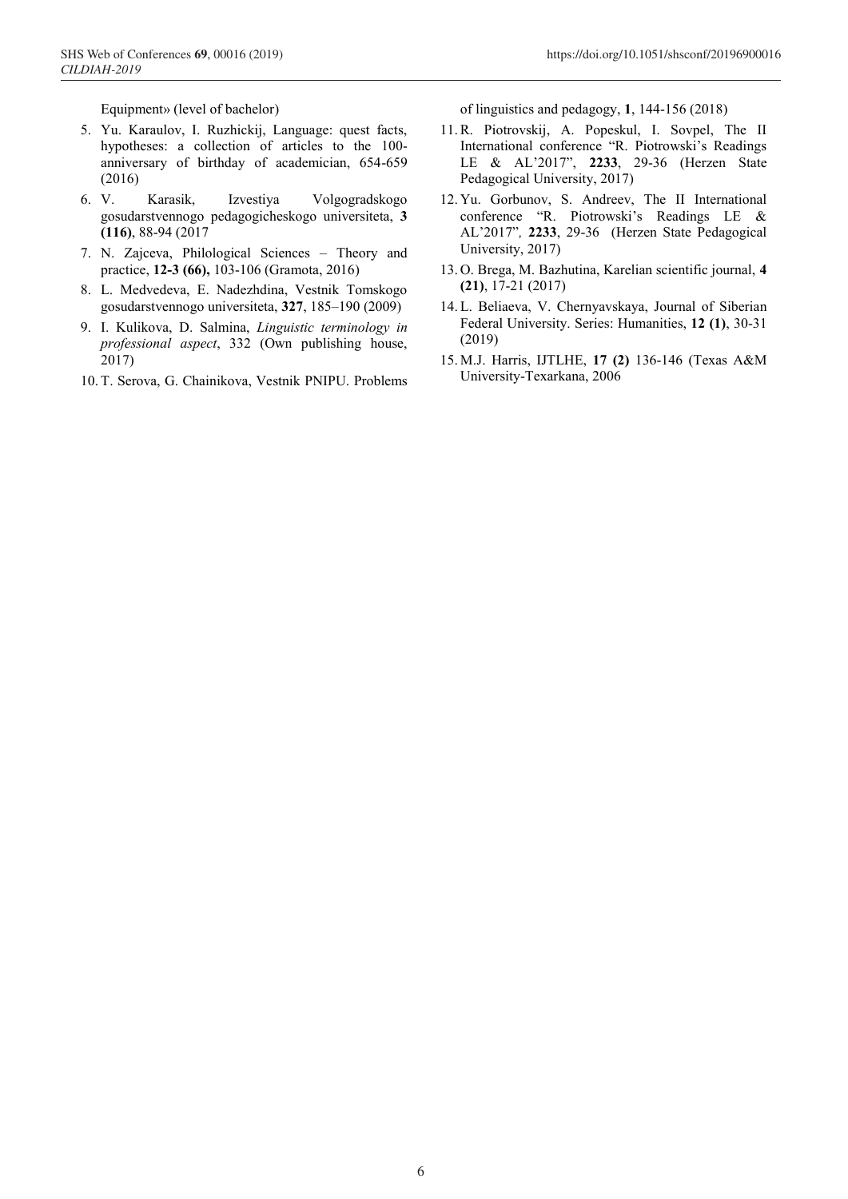Equipment» (level of bachelor)

5. Yu. Karaulov, I. Ruzhickij, Language: quest facts, hypotheses: a collection of articles to the 100-anniversary of birthday of academician, 654-659 (2016)
6. V. Karasik, Izvestiya Volgogradskogo gosudarstvennogo pedagogicheskogo universiteta, **3 (116)**, 88-94 (2017
7. N. Zajceva, Philological Sciences – Theory and practice, **12-3 (66),** 103-106 (Gramota, 2016)
8. L. Medvedeva, E. Nadezhdina, Vestnik Tomskogo gosudarstvennogo universiteta, **327**, 185–190 (2009)
9. I. Kulikova, D. Salmina, *Linguistic terminology in professional aspect*, 332 (Own publishing house, 2017)
10. T. Serova, G. Chainikova, Vestnik PNIPU. Problems of linguistics and pedagogy, **1**, 144-156 (2018)
11. R. Piotrovskij, A. Popeskul, I. Sovpel, The II International conference "R. Piotrowski's Readings LE & AL'2017", **2233**, 29-36 (Herzen State Pedagogical University, 2017)
12. Yu. Gorbunov, S. Andreev, The II International conference "R. Piotrowski's Readings LE & AL'2017"*,* **2233**, 29-36 (Herzen State Pedagogical University, 2017)
13. O. Brega, M. Bazhutina, Karelian scientific journal, **4 (21)**, 17-21 (2017)
14. L. Beliaeva, V. Chernyavskaya, Journal of Siberian Federal University. Series: Humanities, **12 (1)**, 30-31 (2019)
15. M.J. Harris, IJTLHE, **17 (2)** 136-146 (Texas A&M University-Texarkana, 2006